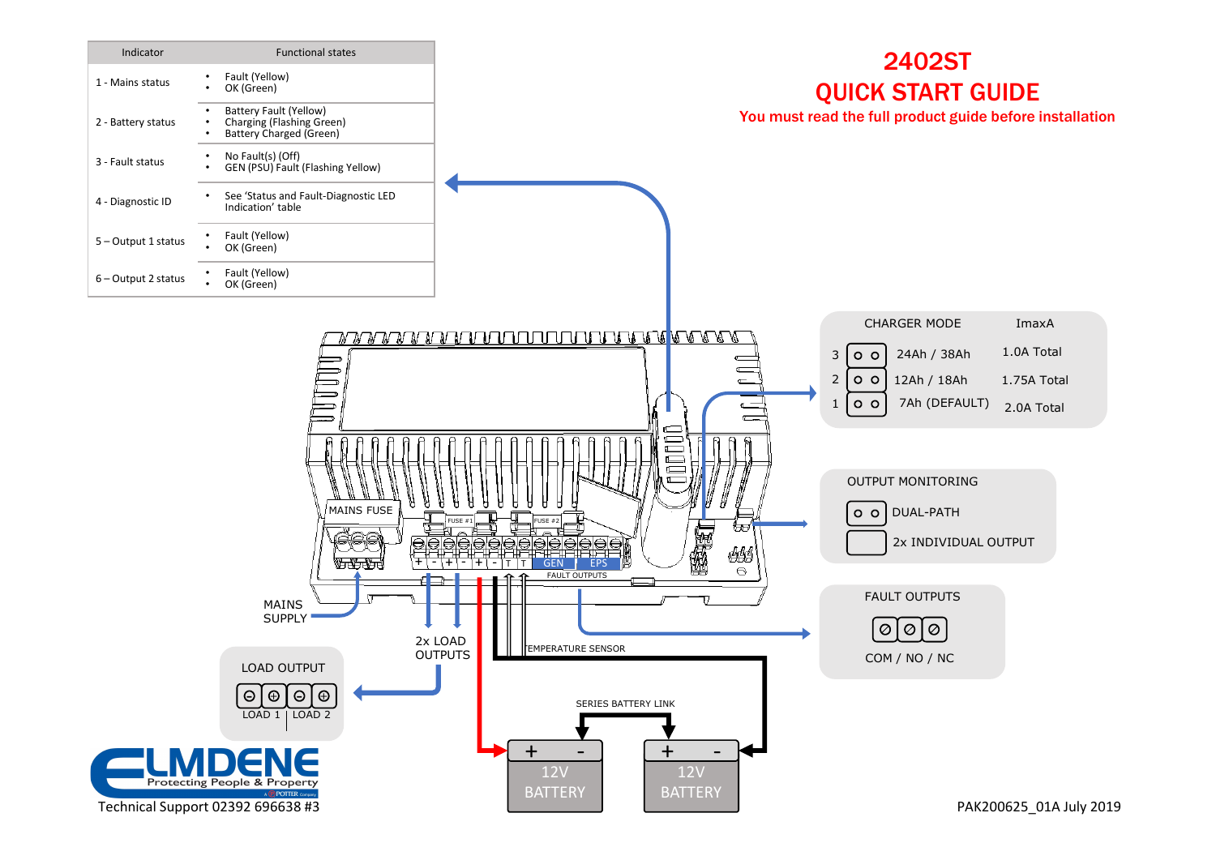# 2402ST
# QUICK START GUIDE

**You must read the full product guide before installation**

| Indicator | Functional states |
|---|---|
| 1 - Mains status | • Fault (Yellow)<br>• OK (Green) |
| 2 - Battery status | • Battery Fault (Yellow)<br>• Charging (Flashing Green)<br>• Battery Charged (Green) |
| 3 - Fault status | • No Fault(s) (Off)<br>• GEN (PSU) Fault (Flashing Yellow) |
| 4 - Diagnostic ID | • See 'Status and Fault-Diagnostic LED Indication' table |
| 5 – Output 1 status | • Fault (Yellow)<br>• OK (Green) |
| 6 – Output 2 status | • Fault (Yellow)<br>• OK (Green) |

| CHARGER MODE | | ImaxA |
|---|---|---|
| 3 | 24Ah / 38Ah | 1.0A Total |
| 2 | 12Ah / 18Ah | 1.75A Total |
| 1 | 7Ah (DEFAULT) | 2.0A Total |

OUTPUT MONITORING

- DUAL-PATH
- 2x INDIVIDUAL OUTPUT

FAULT OUTPUTS

COM / NO / NC

LOAD OUTPUT

LOAD 1 | LOAD 2

MAINS FUSE

FUSE #1 FUSE #2

+ - + - + - T T GEN EPS

FAULT OUTPUTS

MAINS SUPPLY

2x LOAD OUTPUTS

TEMPERATURE SENSOR

SERIES BATTERY LINK

\+ - 12V BATTERY

\+ - 12V BATTERY

ELMDENE Protecting People & Property

Technical Support 02392 696638 #3

PAK200625_01A July 2019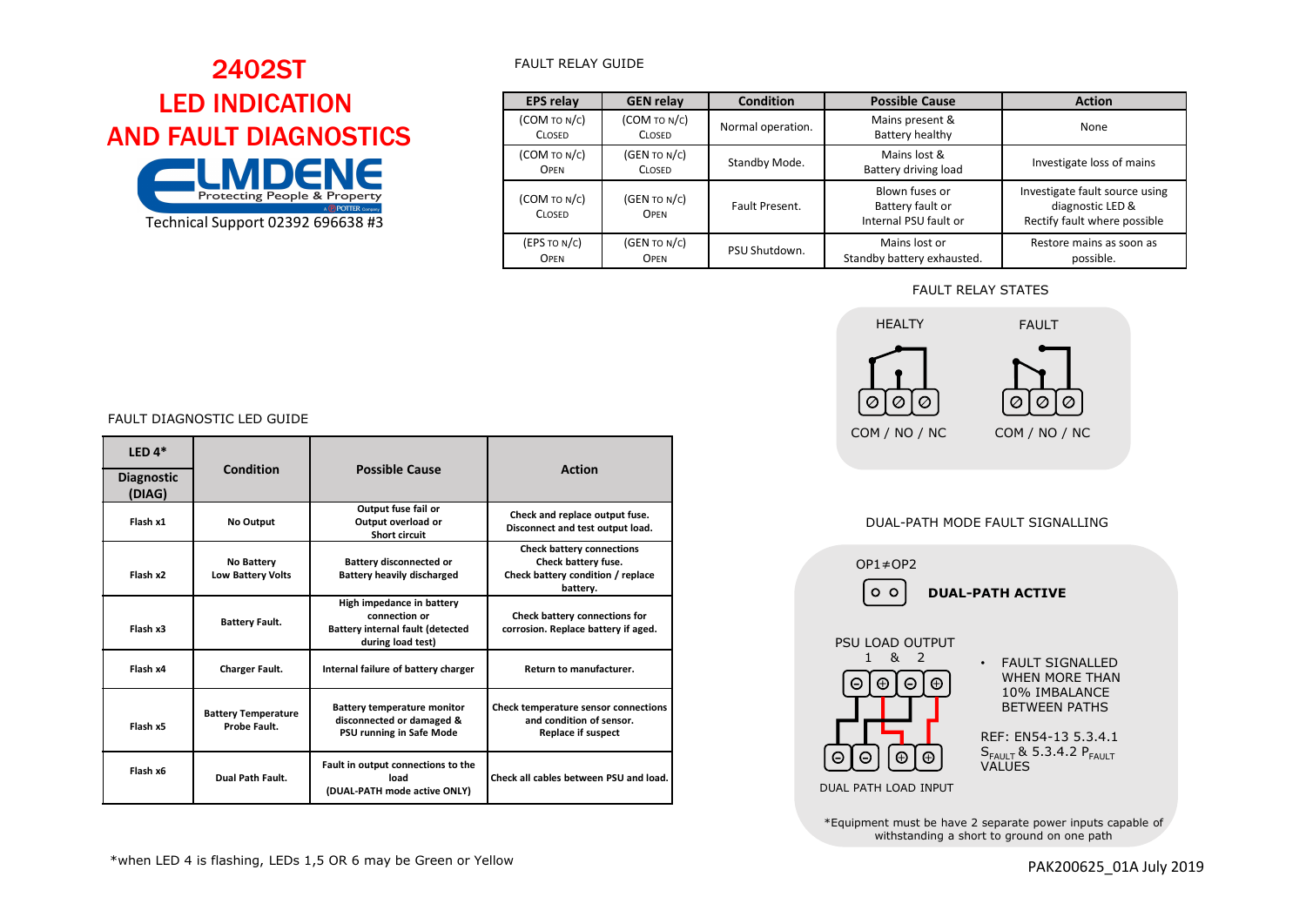# 2402ST LED INDICATION AND FAULT DIAGNOSTICS

ELMDENE
Protecting People & Property

Technical Support 02392 696638 #3

## FAULT RELAY GUIDE

| EPS relay | GEN relay | Condition | Possible Cause | Action |
|---|---|---|---|---|
| (COM TO N/C) CLOSED | (COM TO N/C) CLOSED | Normal operation. | Mains present & Battery healthy | None |
| (COM TO N/C) OPEN | (GEN TO N/C) CLOSED | Standby Mode. | Mains lost & Battery driving load | Investigate loss of mains |
| (COM TO N/C) CLOSED | (GEN TO N/C) OPEN | Fault Present. | Blown fuses or Battery fault or Internal PSU fault or | Investigate fault source using diagnostic LED & Rectify fault where possible |
| (EPS TO N/C) OPEN | (GEN TO N/C) OPEN | PSU Shutdown. | Mains lost or Standby battery exhausted. | Restore mains as soon as possible. |

## FAULT RELAY STATES

HEALTY

COM / NO / NC

FAULT

COM / NO / NC

## FAULT DIAGNOSTIC LED GUIDE

| LED 4* Diagnostic (DIAG) | Condition | Possible Cause | Action |
|---|---|---|---|
| Flash x1 | No Output | Output fuse fail or Output overload or Short circuit | Check and replace output fuse. Disconnect and test output load. |
| Flash x2 | No Battery Low Battery Volts | Battery disconnected or Battery heavily discharged | Check battery connections Check battery fuse. Check battery condition / replace battery. |
| Flash x3 | Battery Fault. | High impedance in battery connection or Battery internal fault (detected during load test) | Check battery connections for corrosion. Replace battery if aged. |
| Flash x4 | Charger Fault. | Internal failure of battery charger | Return to manufacturer. |
| Flash x5 | Battery Temperature Probe Fault. | Battery temperature monitor disconnected or damaged & PSU running in Safe Mode | Check temperature sensor connections and condition of sensor. Replace if suspect |
| Flash x6 | Dual Path Fault. | Fault in output connections to the load (DUAL-PATH mode active ONLY) | Check all cables between PSU and load. |

*when LED 4 is flashing, LEDs 1,5 OR 6 may be Green or Yellow

## DUAL-PATH MODE FAULT SIGNALLING

OP1≠OP2

**DUAL-PATH ACTIVE**

PSU LOAD OUTPUT
1 & 2

DUAL PATH LOAD INPUT

- FAULT SIGNALLED WHEN MORE THAN 10% IMBALANCE BETWEEN PATHS

REF: EN54-13 5.3.4.1 $S_{FAULT}$ & 5.3.4.2 $P_{FAULT}$ VALUES

*Equipment must be have 2 separate power inputs capable of withstanding a short to ground on one path

PAK200625_01A July 2019